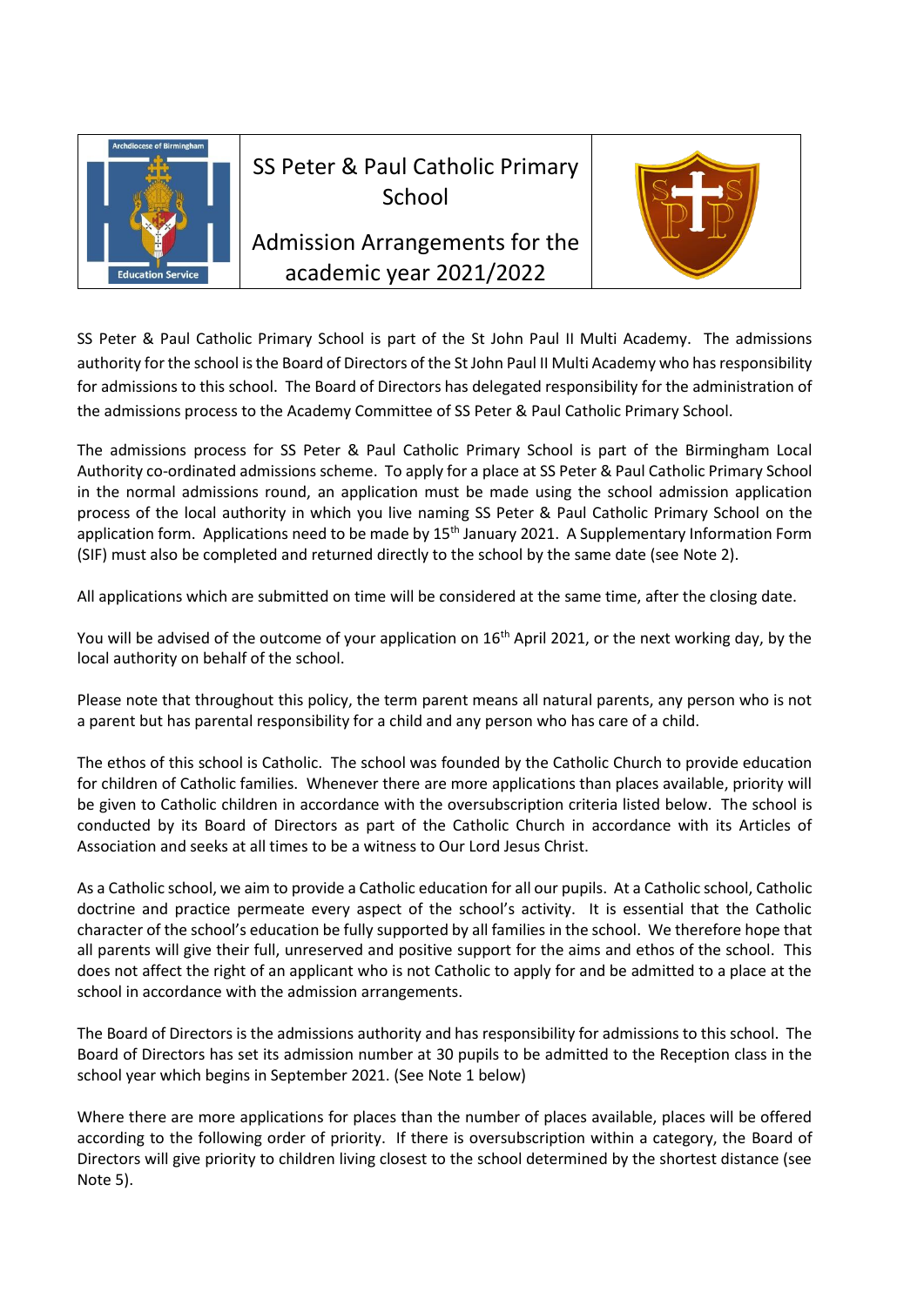# SS Peter & Paul Catholic Primary School

## Admission Arrangements for the academic year 2021/2022

SS Peter & Paul Catholic Primary School is part of the St John Paul II Multi Academy. The admissions authority for the school is the Board of Directors of the St John Paul II Multi Academy who has responsibility for admissions to this school. The Board of Directors has delegated responsibility for the administration of the admissions process to the Academy Committee of SS Peter & Paul Catholic Primary School.

The admissions process for SS Peter & Paul Catholic Primary School is part of the Birmingham Local Authority co-ordinated admissions scheme. To apply for a place at SS Peter & Paul Catholic Primary School in the normal admissions round, an application must be made using the school admission application process of the local authority in which you live naming SS Peter & Paul Catholic Primary School on the application form. Applications need to be made by 15th January 2021. A Supplementary Information Form (SIF) must also be completed and returned directly to the school by the same date (see Note 2).

All applications which are submitted on time will be considered at the same time, after the closing date.

You will be advised of the outcome of your application on 16th April 2021, or the next working day, by the local authority on behalf of the school.

Please note that throughout this policy, the term parent means all natural parents, any person who is not a parent but has parental responsibility for a child and any person who has care of a child.

The ethos of this school is Catholic. The school was founded by the Catholic Church to provide education for children of Catholic families. Whenever there are more applications than places available, priority will be given to Catholic children in accordance with the oversubscription criteria listed below. The school is conducted by its Board of Directors as part of the Catholic Church in accordance with its Articles of Association and seeks at all times to be a witness to Our Lord Jesus Christ.

As a Catholic school, we aim to provide a Catholic education for all our pupils. At a Catholic school, Catholic doctrine and practice permeate every aspect of the school's activity. It is essential that the Catholic character of the school's education be fully supported by all families in the school. We therefore hope that all parents will give their full, unreserved and positive support for the aims and ethos of the school. This does not affect the right of an applicant who is not Catholic to apply for and be admitted to a place at the school in accordance with the admission arrangements.

The Board of Directors is the admissions authority and has responsibility for admissions to this school. The Board of Directors has set its admission number at 30 pupils to be admitted to the Reception class in the school year which begins in September 2021. (See Note 1 below)

Where there are more applications for places than the number of places available, places will be offered according to the following order of priority. If there is oversubscription within a category, the Board of Directors will give priority to children living closest to the school determined by the shortest distance (see Note 5).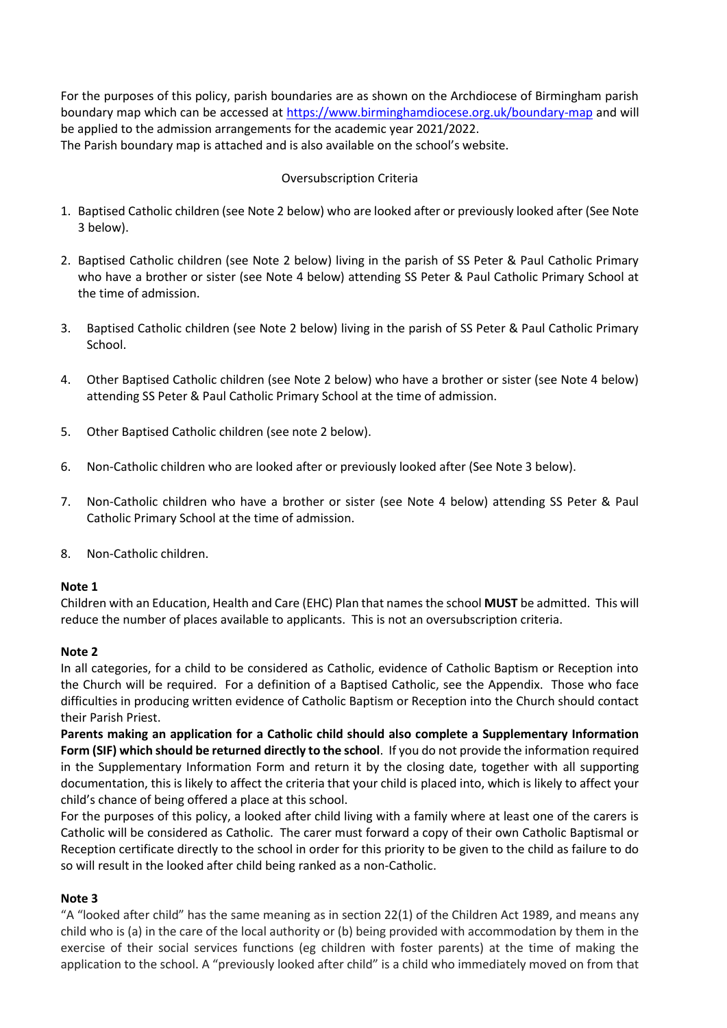For the purposes of this policy, parish boundaries are as shown on the Archdiocese of Birmingham parish boundary map which can be accessed at https://www.birminghamdiocese.org.uk/boundary-map and will be applied to the admission arrangements for the academic year 2021/2022.
The Parish boundary map is attached and is also available on the school's website.

Oversubscription Criteria

1. Baptised Catholic children (see Note 2 below) who are looked after or previously looked after (See Note 3 below).

2. Baptised Catholic children (see Note 2 below) living in the parish of SS Peter & Paul Catholic Primary who have a brother or sister (see Note 4 below) attending SS Peter & Paul Catholic Primary School at the time of admission.

3. Baptised Catholic children (see Note 2 below) living in the parish of SS Peter & Paul Catholic Primary School.

4. Other Baptised Catholic children (see Note 2 below) who have a brother or sister (see Note 4 below) attending SS Peter & Paul Catholic Primary School at the time of admission.

5. Other Baptised Catholic children (see note 2 below).

6. Non-Catholic children who are looked after or previously looked after (See Note 3 below).

7. Non-Catholic children who have a brother or sister (see Note 4 below) attending SS Peter & Paul Catholic Primary School at the time of admission.

8. Non-Catholic children.

**Note 1**
Children with an Education, Health and Care (EHC) Plan that names the school **MUST** be admitted. This will reduce the number of places available to applicants. This is not an oversubscription criteria.

**Note 2**
In all categories, for a child to be considered as Catholic, evidence of Catholic Baptism or Reception into the Church will be required. For a definition of a Baptised Catholic, see the Appendix. Those who face difficulties in producing written evidence of Catholic Baptism or Reception into the Church should contact their Parish Priest.
**Parents making an application for a Catholic child should also complete a Supplementary Information Form (SIF) which should be returned directly to the school**. If you do not provide the information required in the Supplementary Information Form and return it by the closing date, together with all supporting documentation, this is likely to affect the criteria that your child is placed into, which is likely to affect your child's chance of being offered a place at this school.
For the purposes of this policy, a looked after child living with a family where at least one of the carers is Catholic will be considered as Catholic. The carer must forward a copy of their own Catholic Baptismal or Reception certificate directly to the school in order for this priority to be given to the child as failure to do so will result in the looked after child being ranked as a non-Catholic.

**Note 3**
"A "looked after child" has the same meaning as in section 22(1) of the Children Act 1989, and means any child who is (a) in the care of the local authority or (b) being provided with accommodation by them in the exercise of their social services functions (eg children with foster parents) at the time of making the application to the school. A "previously looked after child" is a child who immediately moved on from that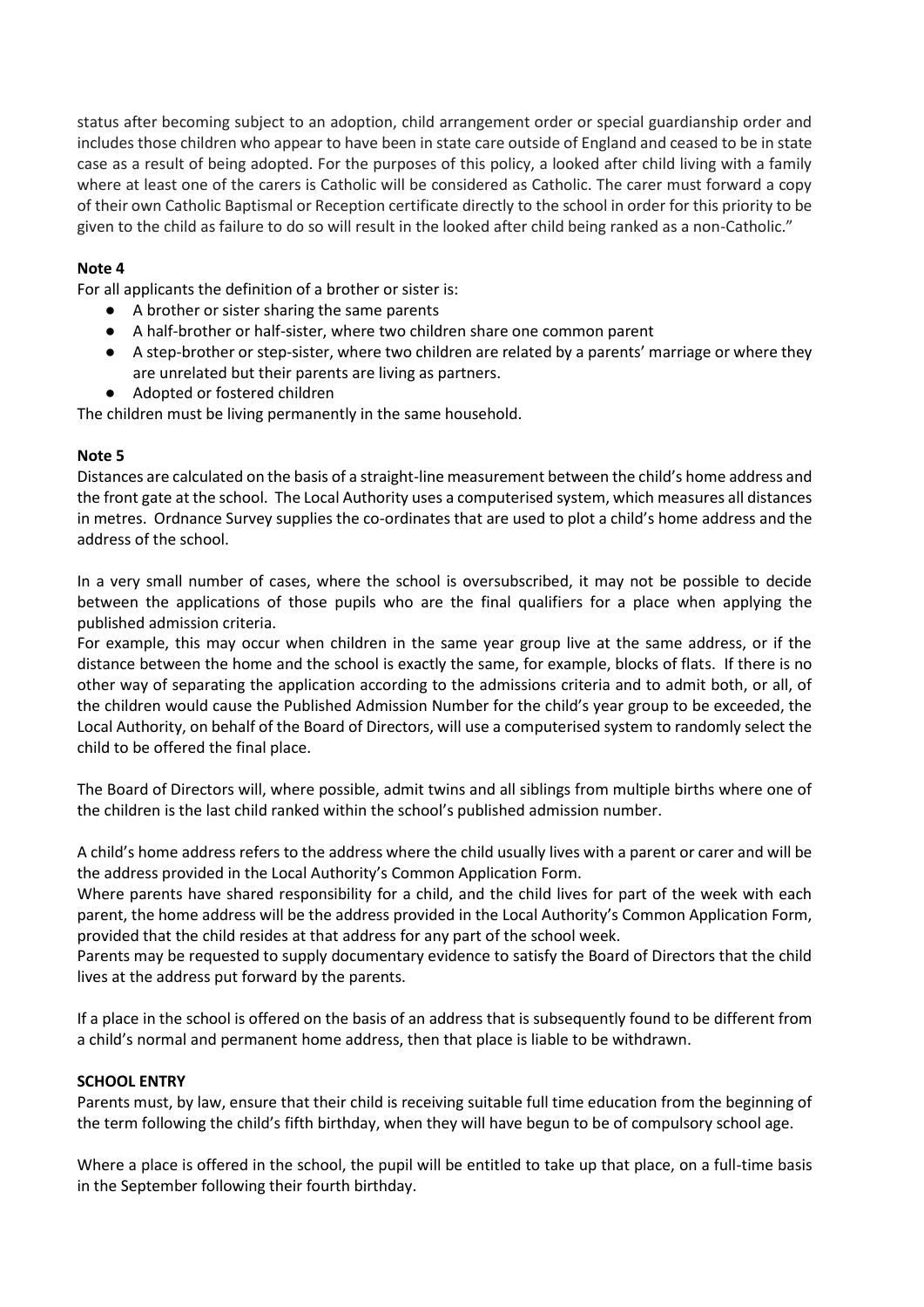status after becoming subject to an adoption, child arrangement order or special guardianship order and includes those children who appear to have been in state care outside of England and ceased to be in state case as a result of being adopted. For the purposes of this policy, a looked after child living with a family where at least one of the carers is Catholic will be considered as Catholic. The carer must forward a copy of their own Catholic Baptismal or Reception certificate directly to the school in order for this priority to be given to the child as failure to do so will result in the looked after child being ranked as a non-Catholic."

**Note 4**

For all applicants the definition of a brother or sister is:

- A brother or sister sharing the same parents
- A half-brother or half-sister, where two children share one common parent
- A step-brother or step-sister, where two children are related by a parents' marriage or where they are unrelated but their parents are living as partners.
- Adopted or fostered children

The children must be living permanently in the same household.

**Note 5**

Distances are calculated on the basis of a straight-line measurement between the child's home address and the front gate at the school. The Local Authority uses a computerised system, which measures all distances in metres. Ordnance Survey supplies the co-ordinates that are used to plot a child's home address and the address of the school.

In a very small number of cases, where the school is oversubscribed, it may not be possible to decide between the applications of those pupils who are the final qualifiers for a place when applying the published admission criteria.

For example, this may occur when children in the same year group live at the same address, or if the distance between the home and the school is exactly the same, for example, blocks of flats. If there is no other way of separating the application according to the admissions criteria and to admit both, or all, of the children would cause the Published Admission Number for the child's year group to be exceeded, the Local Authority, on behalf of the Board of Directors, will use a computerised system to randomly select the child to be offered the final place.

The Board of Directors will, where possible, admit twins and all siblings from multiple births where one of the children is the last child ranked within the school's published admission number.

A child's home address refers to the address where the child usually lives with a parent or carer and will be the address provided in the Local Authority's Common Application Form.

Where parents have shared responsibility for a child, and the child lives for part of the week with each parent, the home address will be the address provided in the Local Authority's Common Application Form, provided that the child resides at that address for any part of the school week.

Parents may be requested to supply documentary evidence to satisfy the Board of Directors that the child lives at the address put forward by the parents.

If a place in the school is offered on the basis of an address that is subsequently found to be different from a child's normal and permanent home address, then that place is liable to be withdrawn.

**SCHOOL ENTRY**

Parents must, by law, ensure that their child is receiving suitable full time education from the beginning of the term following the child's fifth birthday, when they will have begun to be of compulsory school age.

Where a place is offered in the school, the pupil will be entitled to take up that place, on a full-time basis in the September following their fourth birthday.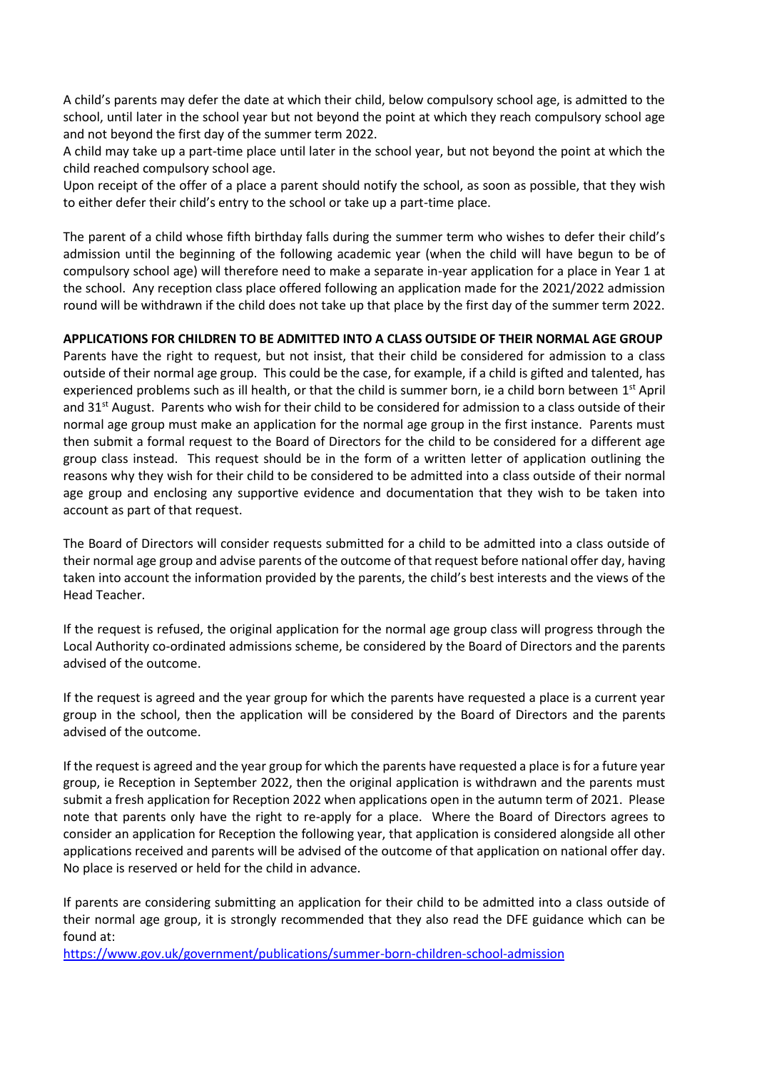A child's parents may defer the date at which their child, below compulsory school age, is admitted to the school, until later in the school year but not beyond the point at which they reach compulsory school age and not beyond the first day of the summer term 2022.

A child may take up a part-time place until later in the school year, but not beyond the point at which the child reached compulsory school age.

Upon receipt of the offer of a place a parent should notify the school, as soon as possible, that they wish to either defer their child's entry to the school or take up a part-time place.

The parent of a child whose fifth birthday falls during the summer term who wishes to defer their child's admission until the beginning of the following academic year (when the child will have begun to be of compulsory school age) will therefore need to make a separate in-year application for a place in Year 1 at the school. Any reception class place offered following an application made for the 2021/2022 admission round will be withdrawn if the child does not take up that place by the first day of the summer term 2022.

**APPLICATIONS FOR CHILDREN TO BE ADMITTED INTO A CLASS OUTSIDE OF THEIR NORMAL AGE GROUP**

Parents have the right to request, but not insist, that their child be considered for admission to a class outside of their normal age group. This could be the case, for example, if a child is gifted and talented, has experienced problems such as ill health, or that the child is summer born, ie a child born between 1st April and 31st August. Parents who wish for their child to be considered for admission to a class outside of their normal age group must make an application for the normal age group in the first instance. Parents must then submit a formal request to the Board of Directors for the child to be considered for a different age group class instead. This request should be in the form of a written letter of application outlining the reasons why they wish for their child to be considered to be admitted into a class outside of their normal age group and enclosing any supportive evidence and documentation that they wish to be taken into account as part of that request.

The Board of Directors will consider requests submitted for a child to be admitted into a class outside of their normal age group and advise parents of the outcome of that request before national offer day, having taken into account the information provided by the parents, the child's best interests and the views of the Head Teacher.

If the request is refused, the original application for the normal age group class will progress through the Local Authority co-ordinated admissions scheme, be considered by the Board of Directors and the parents advised of the outcome.

If the request is agreed and the year group for which the parents have requested a place is a current year group in the school, then the application will be considered by the Board of Directors and the parents advised of the outcome.

If the request is agreed and the year group for which the parents have requested a place is for a future year group, ie Reception in September 2022, then the original application is withdrawn and the parents must submit a fresh application for Reception 2022 when applications open in the autumn term of 2021. Please note that parents only have the right to re-apply for a place. Where the Board of Directors agrees to consider an application for Reception the following year, that application is considered alongside all other applications received and parents will be advised of the outcome of that application on national offer day. No place is reserved or held for the child in advance.

If parents are considering submitting an application for their child to be admitted into a class outside of their normal age group, it is strongly recommended that they also read the DFE guidance which can be found at:

https://www.gov.uk/government/publications/summer-born-children-school-admission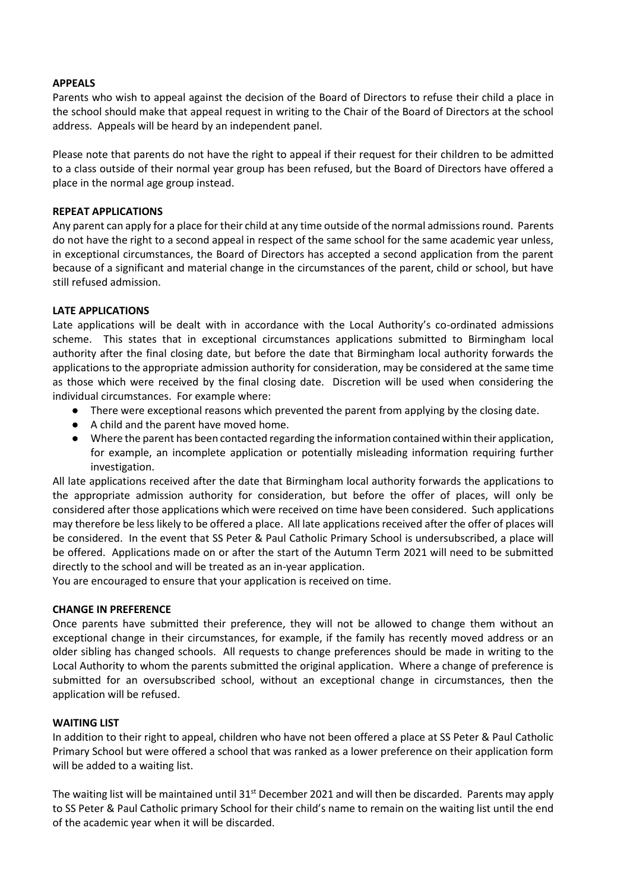**APPEALS**

Parents who wish to appeal against the decision of the Board of Directors to refuse their child a place in the school should make that appeal request in writing to the Chair of the Board of Directors at the school address. Appeals will be heard by an independent panel.

Please note that parents do not have the right to appeal if their request for their children to be admitted to a class outside of their normal year group has been refused, but the Board of Directors have offered a place in the normal age group instead.

**REPEAT APPLICATIONS**

Any parent can apply for a place for their child at any time outside of the normal admissions round. Parents do not have the right to a second appeal in respect of the same school for the same academic year unless, in exceptional circumstances, the Board of Directors has accepted a second application from the parent because of a significant and material change in the circumstances of the parent, child or school, but have still refused admission.

**LATE APPLICATIONS**

Late applications will be dealt with in accordance with the Local Authority's co-ordinated admissions scheme. This states that in exceptional circumstances applications submitted to Birmingham local authority after the final closing date, but before the date that Birmingham local authority forwards the applications to the appropriate admission authority for consideration, may be considered at the same time as those which were received by the final closing date. Discretion will be used when considering the individual circumstances. For example where:

- There were exceptional reasons which prevented the parent from applying by the closing date.
- A child and the parent have moved home.
- Where the parent has been contacted regarding the information contained within their application, for example, an incomplete application or potentially misleading information requiring further investigation.

All late applications received after the date that Birmingham local authority forwards the applications to the appropriate admission authority for consideration, but before the offer of places, will only be considered after those applications which were received on time have been considered. Such applications may therefore be less likely to be offered a place. All late applications received after the offer of places will be considered. In the event that SS Peter & Paul Catholic Primary School is undersubscribed, a place will be offered. Applications made on or after the start of the Autumn Term 2021 will need to be submitted directly to the school and will be treated as an in-year application.

You are encouraged to ensure that your application is received on time.

**CHANGE IN PREFERENCE**

Once parents have submitted their preference, they will not be allowed to change them without an exceptional change in their circumstances, for example, if the family has recently moved address or an older sibling has changed schools. All requests to change preferences should be made in writing to the Local Authority to whom the parents submitted the original application. Where a change of preference is submitted for an oversubscribed school, without an exceptional change in circumstances, then the application will be refused.

**WAITING LIST**

In addition to their right to appeal, children who have not been offered a place at SS Peter & Paul Catholic Primary School but were offered a school that was ranked as a lower preference on their application form will be added to a waiting list.

The waiting list will be maintained until 31st December 2021 and will then be discarded. Parents may apply to SS Peter & Paul Catholic primary School for their child's name to remain on the waiting list until the end of the academic year when it will be discarded.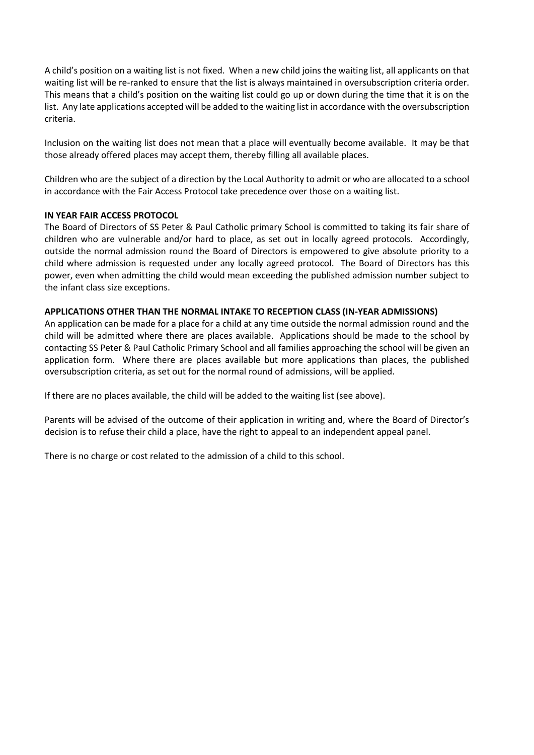A child's position on a waiting list is not fixed. When a new child joins the waiting list, all applicants on that waiting list will be re-ranked to ensure that the list is always maintained in oversubscription criteria order. This means that a child's position on the waiting list could go up or down during the time that it is on the list. Any late applications accepted will be added to the waiting list in accordance with the oversubscription criteria.

Inclusion on the waiting list does not mean that a place will eventually become available. It may be that those already offered places may accept them, thereby filling all available places.

Children who are the subject of a direction by the Local Authority to admit or who are allocated to a school in accordance with the Fair Access Protocol take precedence over those on a waiting list.

**IN YEAR FAIR ACCESS PROTOCOL**

The Board of Directors of SS Peter & Paul Catholic primary School is committed to taking its fair share of children who are vulnerable and/or hard to place, as set out in locally agreed protocols. Accordingly, outside the normal admission round the Board of Directors is empowered to give absolute priority to a child where admission is requested under any locally agreed protocol. The Board of Directors has this power, even when admitting the child would mean exceeding the published admission number subject to the infant class size exceptions.

**APPLICATIONS OTHER THAN THE NORMAL INTAKE TO RECEPTION CLASS (IN-YEAR ADMISSIONS)**

An application can be made for a place for a child at any time outside the normal admission round and the child will be admitted where there are places available. Applications should be made to the school by contacting SS Peter & Paul Catholic Primary School and all families approaching the school will be given an application form. Where there are places available but more applications than places, the published oversubscription criteria, as set out for the normal round of admissions, will be applied.

If there are no places available, the child will be added to the waiting list (see above).

Parents will be advised of the outcome of their application in writing and, where the Board of Director's decision is to refuse their child a place, have the right to appeal to an independent appeal panel.

There is no charge or cost related to the admission of a child to this school.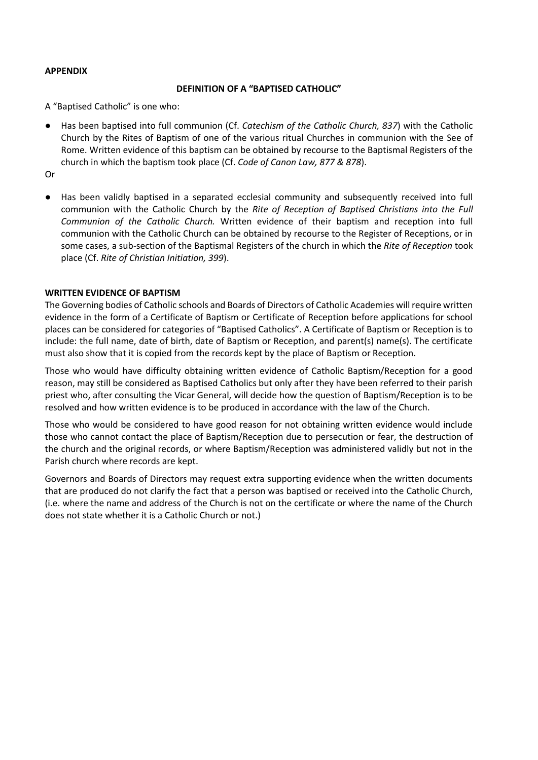**APPENDIX**

**DEFINITION OF A "BAPTISED CATHOLIC"**

A "Baptised Catholic" is one who:

- Has been baptised into full communion (Cf. *Catechism of the Catholic Church, 837*) with the Catholic Church by the Rites of Baptism of one of the various ritual Churches in communion with the See of Rome. Written evidence of this baptism can be obtained by recourse to the Baptismal Registers of the church in which the baptism took place (Cf. *Code of Canon Law, 877 & 878*).

Or

- Has been validly baptised in a separated ecclesial community and subsequently received into full communion with the Catholic Church by the *Rite of Reception of Baptised Christians into the Full Communion of the Catholic Church.* Written evidence of their baptism and reception into full communion with the Catholic Church can be obtained by recourse to the Register of Receptions, or in some cases, a sub-section of the Baptismal Registers of the church in which the *Rite of Reception* took place (Cf. *Rite of Christian Initiation, 399*).

**WRITTEN EVIDENCE OF BAPTISM**

The Governing bodies of Catholic schools and Boards of Directors of Catholic Academies will require written evidence in the form of a Certificate of Baptism or Certificate of Reception before applications for school places can be considered for categories of "Baptised Catholics". A Certificate of Baptism or Reception is to include: the full name, date of birth, date of Baptism or Reception, and parent(s) name(s). The certificate must also show that it is copied from the records kept by the place of Baptism or Reception.

Those who would have difficulty obtaining written evidence of Catholic Baptism/Reception for a good reason, may still be considered as Baptised Catholics but only after they have been referred to their parish priest who, after consulting the Vicar General, will decide how the question of Baptism/Reception is to be resolved and how written evidence is to be produced in accordance with the law of the Church.

Those who would be considered to have good reason for not obtaining written evidence would include those who cannot contact the place of Baptism/Reception due to persecution or fear, the destruction of the church and the original records, or where Baptism/Reception was administered validly but not in the Parish church where records are kept.

Governors and Boards of Directors may request extra supporting evidence when the written documents that are produced do not clarify the fact that a person was baptised or received into the Catholic Church, (i.e. where the name and address of the Church is not on the certificate or where the name of the Church does not state whether it is a Catholic Church or not.)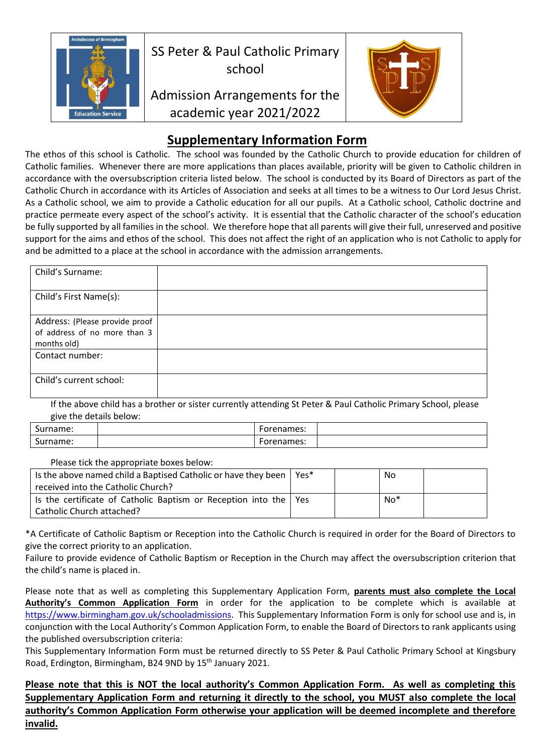SS Peter & Paul Catholic Primary school

Admission Arrangements for the academic year 2021/2022

# Supplementary Information Form

The ethos of this school is Catholic. The school was founded by the Catholic Church to provide education for children of Catholic families. Whenever there are more applications than places available, priority will be given to Catholic children in accordance with the oversubscription criteria listed below. The school is conducted by its Board of Directors as part of the Catholic Church in accordance with its Articles of Association and seeks at all times to be a witness to Our Lord Jesus Christ. As a Catholic school, we aim to provide a Catholic education for all our pupils. At a Catholic school, Catholic doctrine and practice permeate every aspect of the school's activity. It is essential that the Catholic character of the school's education be fully supported by all families in the school. We therefore hope that all parents will give their full, unreserved and positive support for the aims and ethos of the school. This does not affect the right of an application who is not Catholic to apply for and be admitted to a place at the school in accordance with the admission arrangements.

| | |
|---|---|
| Child's Surname: | |
| Child's First Name(s): | |
| Address: (Please provide proof of address of no more than 3 months old) | |
| Contact number: | |
| Child's current school: | |

If the above child has a brother or sister currently attending St Peter & Paul Catholic Primary School, please give the details below:

| | | | |
|---|---|---|---|
| Surname: | | Forenames: | |
| Surname: | | Forenames: | |

Please tick the appropriate boxes below:

| | | | | |
|---|---|---|---|---|
| Is the above named child a Baptised Catholic or have they been received into the Catholic Church? | Yes* | | No | |
| Is the certificate of Catholic Baptism or Reception into the Catholic Church attached? | Yes | | No* | |

*A Certificate of Catholic Baptism or Reception into the Catholic Church is required in order for the Board of Directors to give the correct priority to an application.
Failure to provide evidence of Catholic Baptism or Reception in the Church may affect the oversubscription criterion that the child's name is placed in.

Please note that as well as completing this Supplementary Application Form, **parents must also complete the Local Authority's Common Application Form** in order for the application to be complete which is available at https://www.birmingham.gov.uk/schooladmissions. This Supplementary Information Form is only for school use and is, in conjunction with the Local Authority's Common Application Form, to enable the Board of Directors to rank applicants using the published oversubscription criteria:
This Supplementary Information Form must be returned directly to SS Peter & Paul Catholic Primary School at Kingsbury Road, Erdington, Birmingham, B24 9ND by 15th January 2021.

**Please note that this is NOT the local authority's Common Application Form. As well as completing this Supplementary Application Form and returning it directly to the school, you MUST also complete the local authority's Common Application Form otherwise your application will be deemed incomplete and therefore invalid.**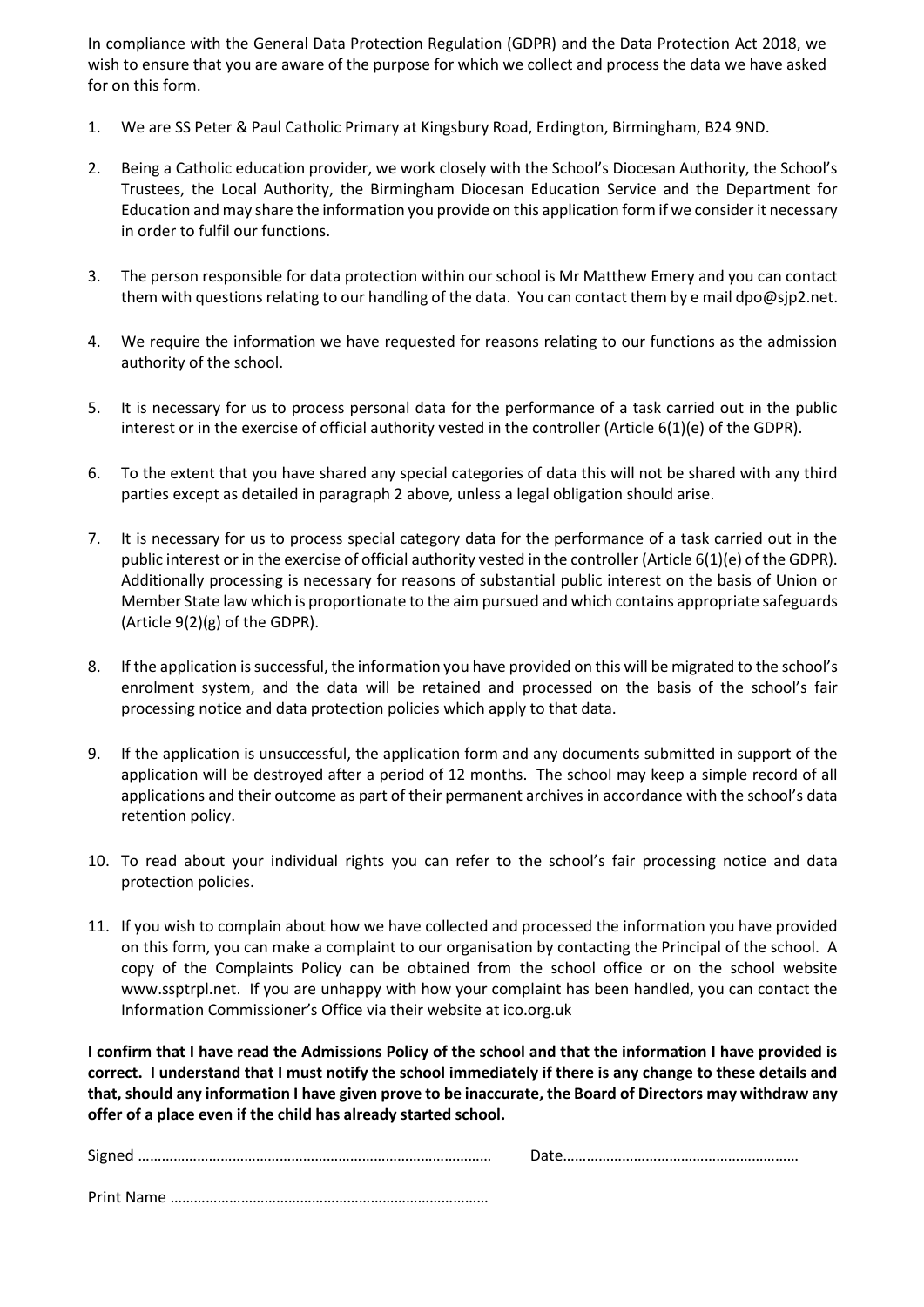In compliance with the General Data Protection Regulation (GDPR) and the Data Protection Act 2018, we wish to ensure that you are aware of the purpose for which we collect and process the data we have asked for on this form.

1. We are SS Peter & Paul Catholic Primary at Kingsbury Road, Erdington, Birmingham, B24 9ND.

2. Being a Catholic education provider, we work closely with the School's Diocesan Authority, the School's Trustees, the Local Authority, the Birmingham Diocesan Education Service and the Department for Education and may share the information you provide on this application form if we consider it necessary in order to fulfil our functions.

3. The person responsible for data protection within our school is Mr Matthew Emery and you can contact them with questions relating to our handling of the data. You can contact them by e mail dpo@sjp2.net.

4. We require the information we have requested for reasons relating to our functions as the admission authority of the school.

5. It is necessary for us to process personal data for the performance of a task carried out in the public interest or in the exercise of official authority vested in the controller (Article 6(1)(e) of the GDPR).

6. To the extent that you have shared any special categories of data this will not be shared with any third parties except as detailed in paragraph 2 above, unless a legal obligation should arise.

7. It is necessary for us to process special category data for the performance of a task carried out in the public interest or in the exercise of official authority vested in the controller (Article 6(1)(e) of the GDPR). Additionally processing is necessary for reasons of substantial public interest on the basis of Union or Member State law which is proportionate to the aim pursued and which contains appropriate safeguards (Article 9(2)(g) of the GDPR).

8. If the application is successful, the information you have provided on this will be migrated to the school's enrolment system, and the data will be retained and processed on the basis of the school's fair processing notice and data protection policies which apply to that data.

9. If the application is unsuccessful, the application form and any documents submitted in support of the application will be destroyed after a period of 12 months. The school may keep a simple record of all applications and their outcome as part of their permanent archives in accordance with the school's data retention policy.

10. To read about your individual rights you can refer to the school's fair processing notice and data protection policies.

11. If you wish to complain about how we have collected and processed the information you have provided on this form, you can make a complaint to our organisation by contacting the Principal of the school. A copy of the Complaints Policy can be obtained from the school office or on the school website www.ssptrpl.net. If you are unhappy with how your complaint has been handled, you can contact the Information Commissioner's Office via their website at ico.org.uk

**I confirm that I have read the Admissions Policy of the school and that the information I have provided is correct. I understand that I must notify the school immediately if there is any change to these details and that, should any information I have given prove to be inaccurate, the Board of Directors may withdraw any offer of a place even if the child has already started school.**

Signed ……………………………………………………………………………… Date…………………………………………………

Print Name ………………………………………………………………………